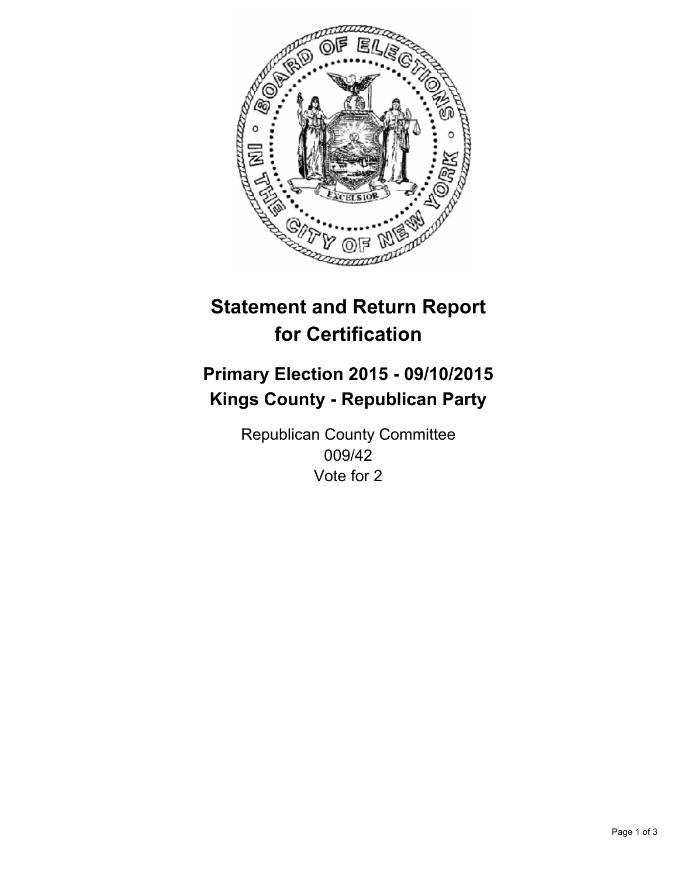# Statement and Return Report for Certification

## Primary Election 2015 - 09/10/2015
## Kings County - Republican Party

Republican County Committee
009/42
Vote for 2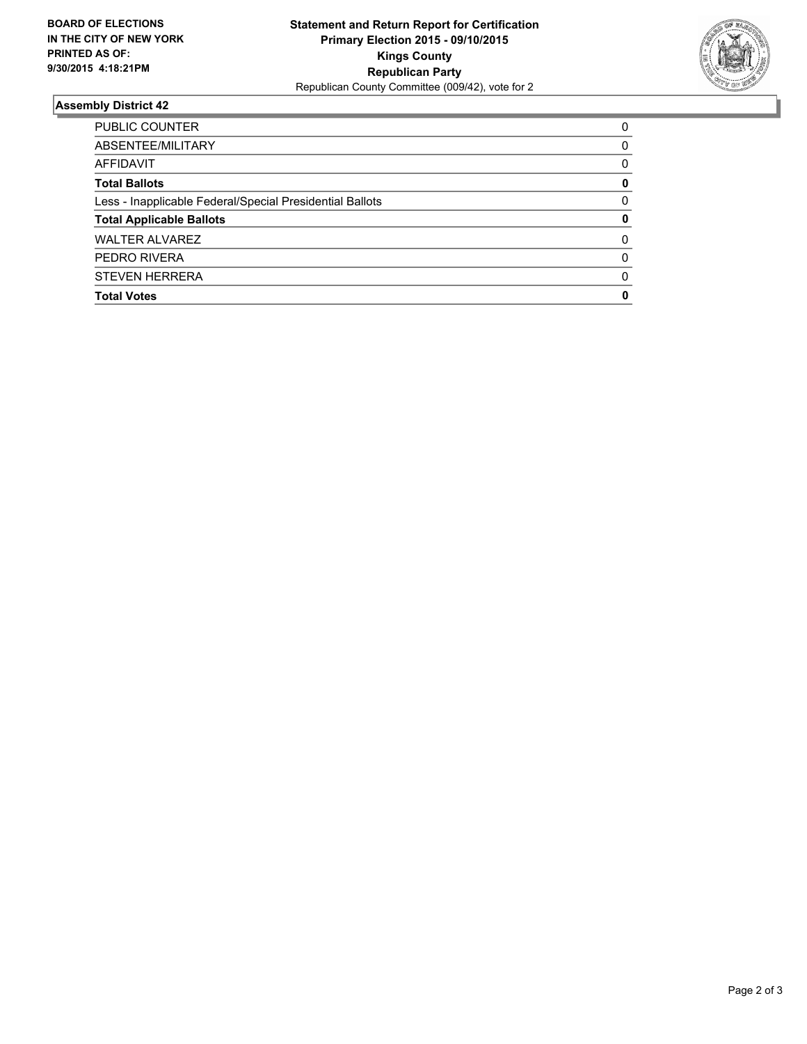**BOARD OF ELECTIONS IN THE CITY OF NEW YORK PRINTED AS OF: 9/30/2015 4:18:21PM**

**Statement and Return Report for Certification Primary Election 2015 - 09/10/2015 Kings County Republican Party**

Republican County Committee (009/42), vote for 2

## Assembly District 42

| | |
|---|---|
| PUBLIC COUNTER | 0 |
| ABSENTEE/MILITARY | 0 |
| AFFIDAVIT | 0 |
| **Total Ballots** | **0** |
| Less - Inapplicable Federal/Special Presidential Ballots | 0 |
| **Total Applicable Ballots** | **0** |
| WALTER ALVAREZ | 0 |
| PEDRO RIVERA | 0 |
| STEVEN HERRERA | 0 |
| **Total Votes** | **0** |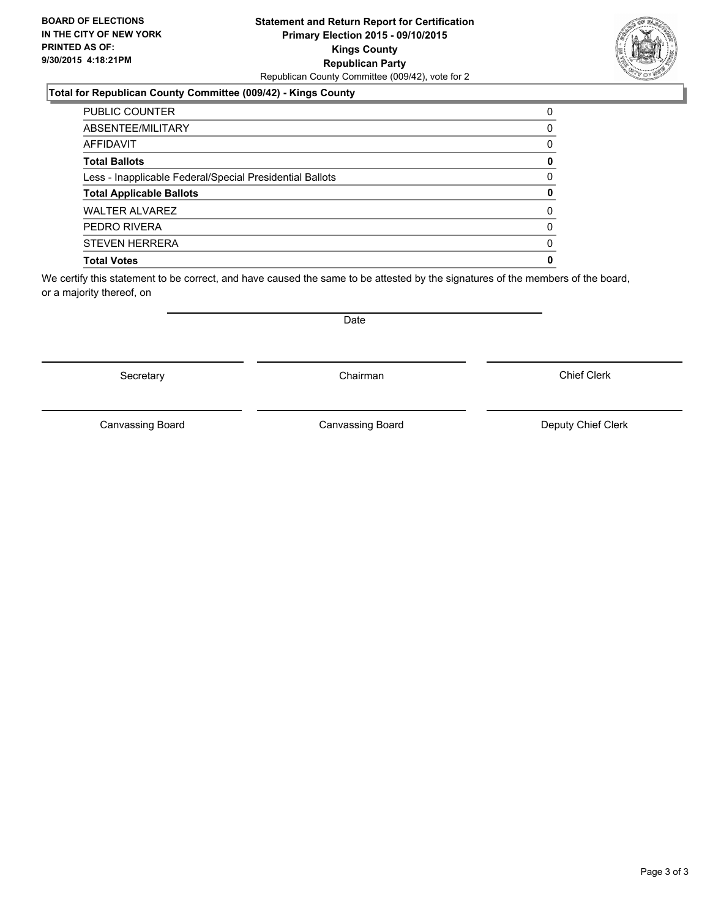**BOARD OF ELECTIONS IN THE CITY OF NEW YORK PRINTED AS OF: 9/30/2015 4:18:21PM**

**Statement and Return Report for Certification**
**Primary Election 2015 - 09/10/2015**
**Kings County**
**Republican Party**
Republican County Committee (009/42), vote for 2

### Total for Republican County Committee (009/42) - Kings County

| | |
|---|---|
| PUBLIC COUNTER | 0 |
| ABSENTEE/MILITARY | 0 |
| AFFIDAVIT | 0 |
| **Total Ballots** | **0** |
| Less - Inapplicable Federal/Special Presidential Ballots | 0 |
| **Total Applicable Ballots** | **0** |
| WALTER ALVAREZ | 0 |
| PEDRO RIVERA | 0 |
| STEVEN HERRERA | 0 |
| **Total Votes** | **0** |

We certify this statement to be correct, and have caused the same to be attested by the signatures of the members of the board, or a majority thereof, on

Date

Secretary

Chairman

Chief Clerk

Canvassing Board

Canvassing Board

Deputy Chief Clerk